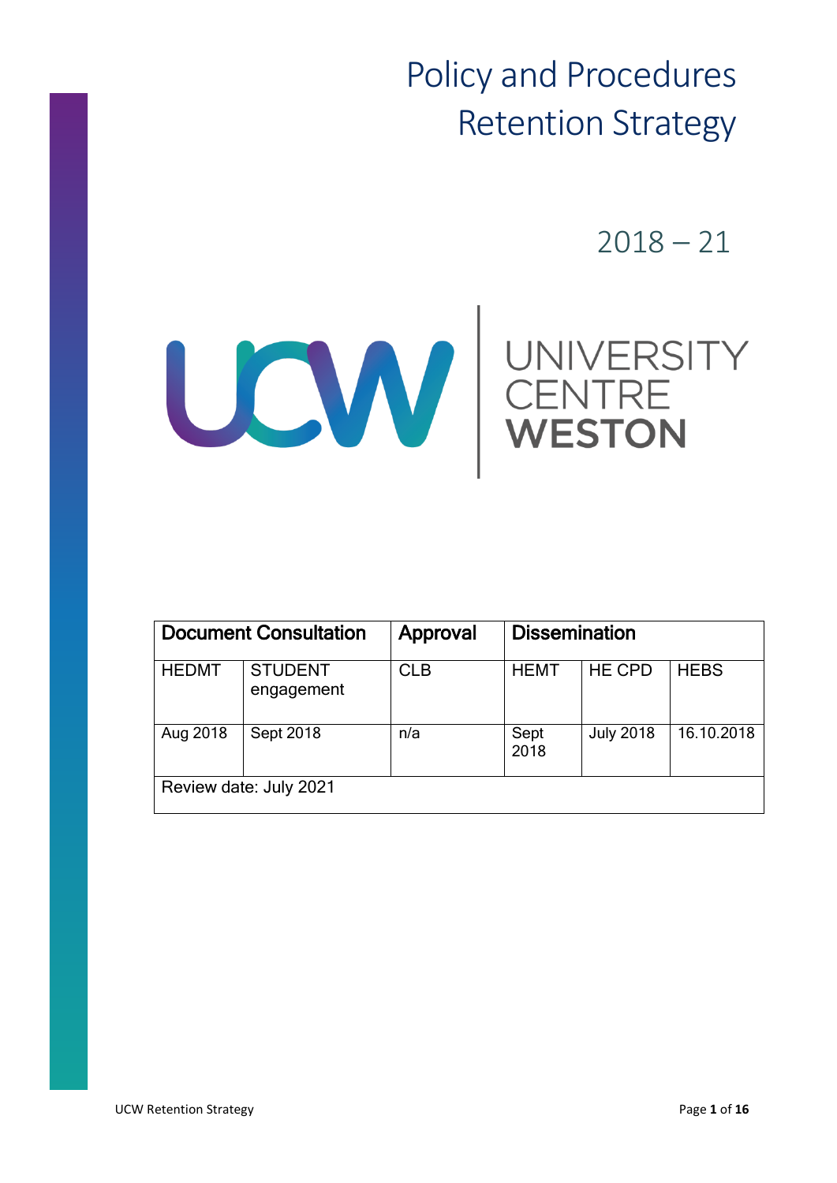# Policy and Procedures
# Retention Strategy

2018 – 21

UNIVERSITY CENTRE WESTON

| Document Consultation | | Approval | Dissemination | | |
|---|---|---|---|---|---|
| HEDMT | STUDENT engagement | CLB | HEMT | HE CPD | HEBS |
| Aug 2018 | Sept 2018 | n/a | Sept 2018 | July 2018 | 16.10.2018 |
| Review date: July 2021 | | | | | |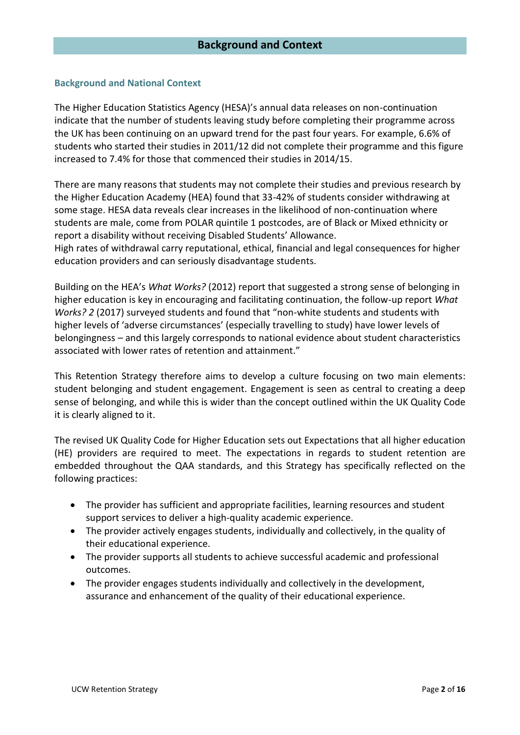# Background and Context

## Background and National Context

The Higher Education Statistics Agency (HESA)'s annual data releases on non-continuation indicate that the number of students leaving study before completing their programme across the UK has been continuing on an upward trend for the past four years. For example, 6.6% of students who started their studies in 2011/12 did not complete their programme and this figure increased to 7.4% for those that commenced their studies in 2014/15.

There are many reasons that students may not complete their studies and previous research by the Higher Education Academy (HEA) found that 33-42% of students consider withdrawing at some stage. HESA data reveals clear increases in the likelihood of non-continuation where students are male, come from POLAR quintile 1 postcodes, are of Black or Mixed ethnicity or report a disability without receiving Disabled Students' Allowance.
High rates of withdrawal carry reputational, ethical, financial and legal consequences for higher education providers and can seriously disadvantage students.

Building on the HEA's *What Works?* (2012) report that suggested a strong sense of belonging in higher education is key in encouraging and facilitating continuation, the follow-up report *What Works? 2* (2017) surveyed students and found that "non-white students and students with higher levels of 'adverse circumstances' (especially travelling to study) have lower levels of belongingness – and this largely corresponds to national evidence about student characteristics associated with lower rates of retention and attainment."

This Retention Strategy therefore aims to develop a culture focusing on two main elements: student belonging and student engagement. Engagement is seen as central to creating a deep sense of belonging, and while this is wider than the concept outlined within the UK Quality Code it is clearly aligned to it.

The revised UK Quality Code for Higher Education sets out Expectations that all higher education (HE) providers are required to meet. The expectations in regards to student retention are embedded throughout the QAA standards, and this Strategy has specifically reflected on the following practices:

- The provider has sufficient and appropriate facilities, learning resources and student support services to deliver a high-quality academic experience.
- The provider actively engages students, individually and collectively, in the quality of their educational experience.
- The provider supports all students to achieve successful academic and professional outcomes.
- The provider engages students individually and collectively in the development, assurance and enhancement of the quality of their educational experience.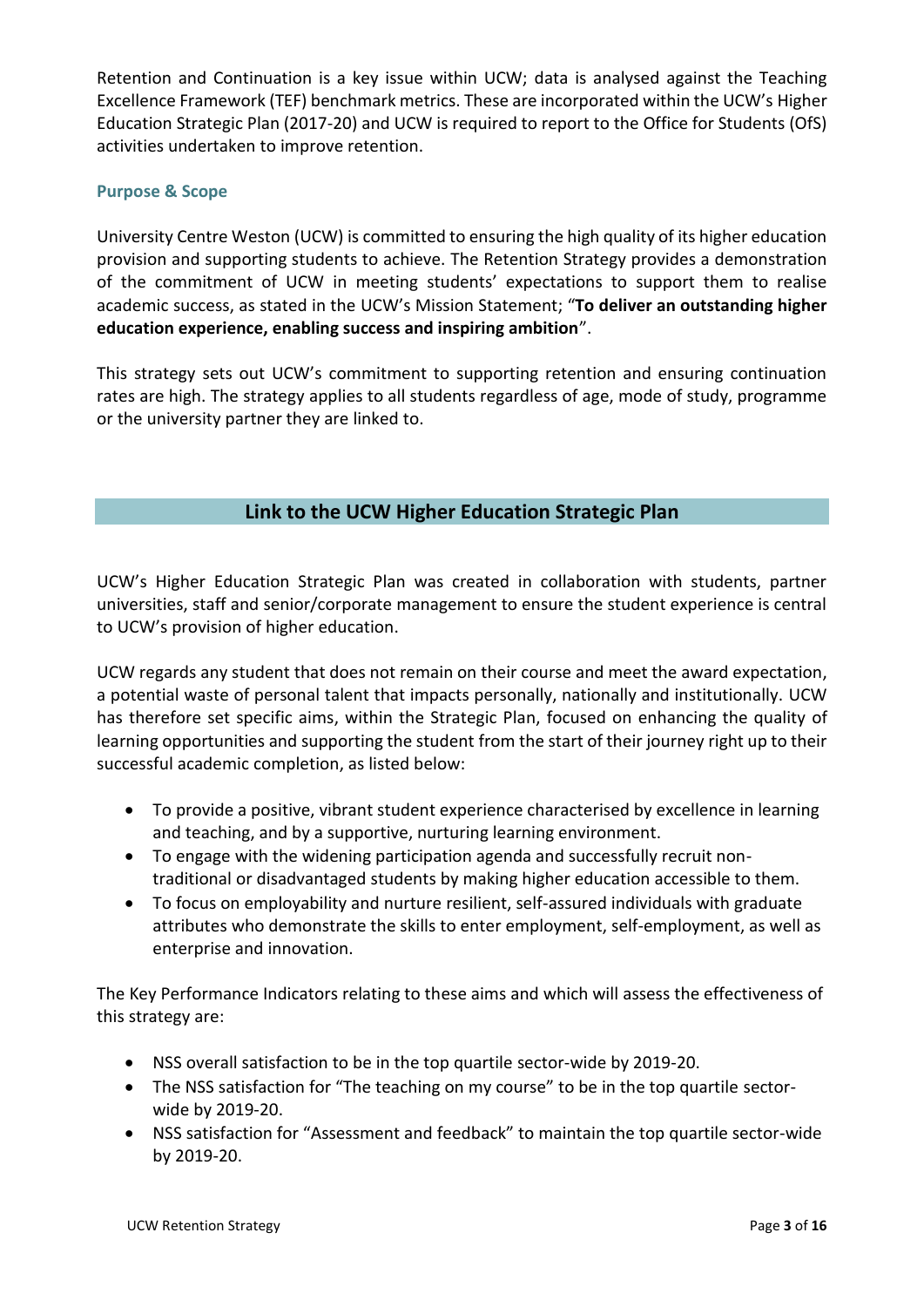Retention and Continuation is a key issue within UCW; data is analysed against the Teaching Excellence Framework (TEF) benchmark metrics. These are incorporated within the UCW's Higher Education Strategic Plan (2017-20) and UCW is required to report to the Office for Students (OfS) activities undertaken to improve retention.

### Purpose & Scope

University Centre Weston (UCW) is committed to ensuring the high quality of its higher education provision and supporting students to achieve. The Retention Strategy provides a demonstration of the commitment of UCW in meeting students' expectations to support them to realise academic success, as stated in the UCW's Mission Statement; "**To deliver an outstanding higher education experience, enabling success and inspiring ambition**".

This strategy sets out UCW's commitment to supporting retention and ensuring continuation rates are high. The strategy applies to all students regardless of age, mode of study, programme or the university partner they are linked to.

## Link to the UCW Higher Education Strategic Plan

UCW's Higher Education Strategic Plan was created in collaboration with students, partner universities, staff and senior/corporate management to ensure the student experience is central to UCW's provision of higher education.

UCW regards any student that does not remain on their course and meet the award expectation, a potential waste of personal talent that impacts personally, nationally and institutionally. UCW has therefore set specific aims, within the Strategic Plan, focused on enhancing the quality of learning opportunities and supporting the student from the start of their journey right up to their successful academic completion, as listed below:

- To provide a positive, vibrant student experience characterised by excellence in learning and teaching, and by a supportive, nurturing learning environment.
- To engage with the widening participation agenda and successfully recruit non-traditional or disadvantaged students by making higher education accessible to them.
- To focus on employability and nurture resilient, self-assured individuals with graduate attributes who demonstrate the skills to enter employment, self-employment, as well as enterprise and innovation.

The Key Performance Indicators relating to these aims and which will assess the effectiveness of this strategy are:

- NSS overall satisfaction to be in the top quartile sector-wide by 2019-20.
- The NSS satisfaction for "The teaching on my course" to be in the top quartile sector-wide by 2019-20.
- NSS satisfaction for "Assessment and feedback" to maintain the top quartile sector-wide by 2019-20.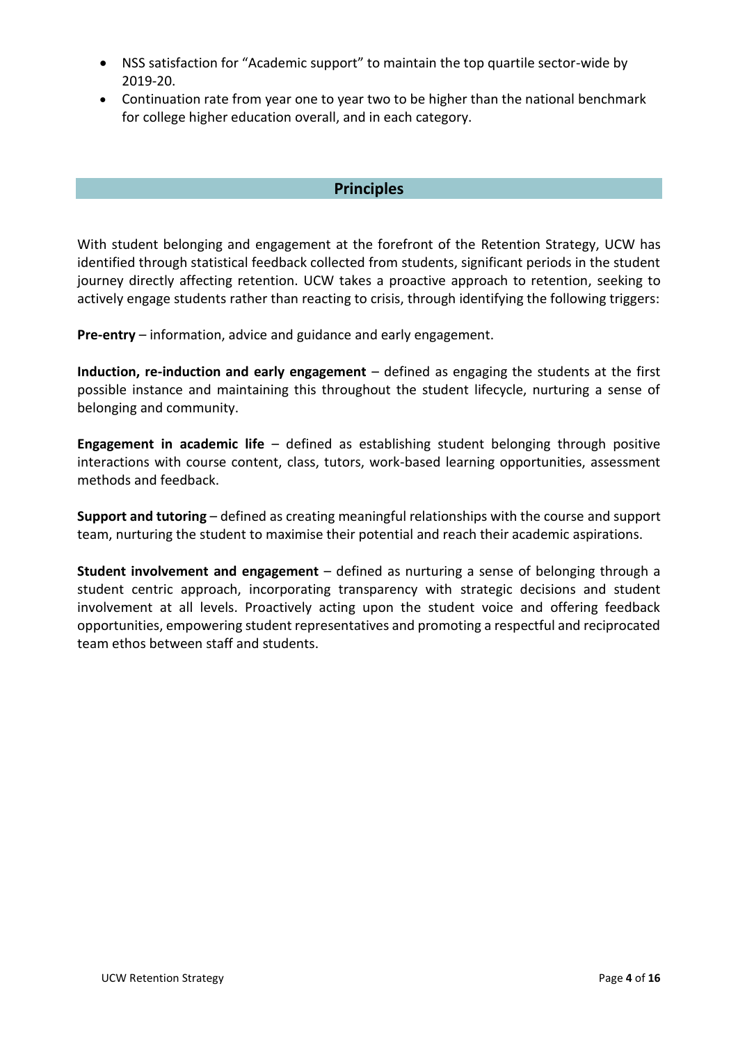- NSS satisfaction for "Academic support" to maintain the top quartile sector-wide by 2019-20.
- Continuation rate from year one to year two to be higher than the national benchmark for college higher education overall, and in each category.

## Principles

With student belonging and engagement at the forefront of the Retention Strategy, UCW has identified through statistical feedback collected from students, significant periods in the student journey directly affecting retention. UCW takes a proactive approach to retention, seeking to actively engage students rather than reacting to crisis, through identifying the following triggers:

**Pre-entry** – information, advice and guidance and early engagement.

**Induction, re-induction and early engagement** – defined as engaging the students at the first possible instance and maintaining this throughout the student lifecycle, nurturing a sense of belonging and community.

**Engagement in academic life** – defined as establishing student belonging through positive interactions with course content, class, tutors, work-based learning opportunities, assessment methods and feedback.

**Support and tutoring** – defined as creating meaningful relationships with the course and support team, nurturing the student to maximise their potential and reach their academic aspirations.

**Student involvement and engagement** – defined as nurturing a sense of belonging through a student centric approach, incorporating transparency with strategic decisions and student involvement at all levels. Proactively acting upon the student voice and offering feedback opportunities, empowering student representatives and promoting a respectful and reciprocated team ethos between staff and students.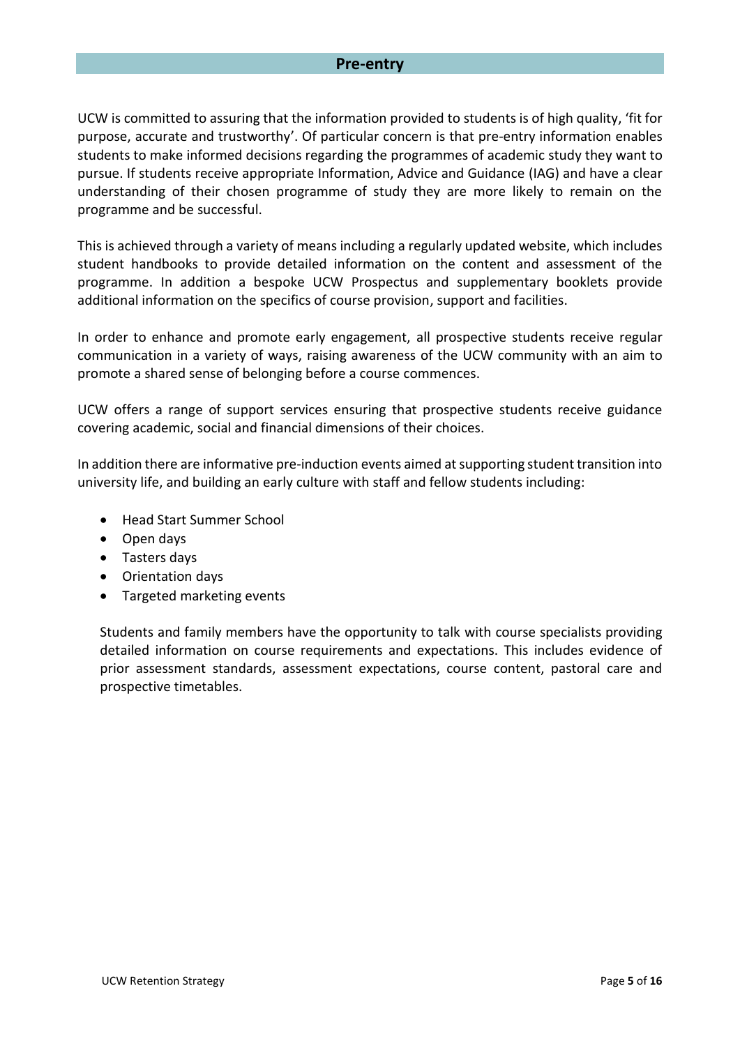## Pre-entry

UCW is committed to assuring that the information provided to students is of high quality, 'fit for purpose, accurate and trustworthy'. Of particular concern is that pre-entry information enables students to make informed decisions regarding the programmes of academic study they want to pursue. If students receive appropriate Information, Advice and Guidance (IAG) and have a clear understanding of their chosen programme of study they are more likely to remain on the programme and be successful.

This is achieved through a variety of means including a regularly updated website, which includes student handbooks to provide detailed information on the content and assessment of the programme. In addition a bespoke UCW Prospectus and supplementary booklets provide additional information on the specifics of course provision, support and facilities.

In order to enhance and promote early engagement, all prospective students receive regular communication in a variety of ways, raising awareness of the UCW community with an aim to promote a shared sense of belonging before a course commences.

UCW offers a range of support services ensuring that prospective students receive guidance covering academic, social and financial dimensions of their choices.

In addition there are informative pre-induction events aimed at supporting student transition into university life, and building an early culture with staff and fellow students including:

- Head Start Summer School
- Open days
- Tasters days
- Orientation days
- Targeted marketing events

Students and family members have the opportunity to talk with course specialists providing detailed information on course requirements and expectations. This includes evidence of prior assessment standards, assessment expectations, course content, pastoral care and prospective timetables.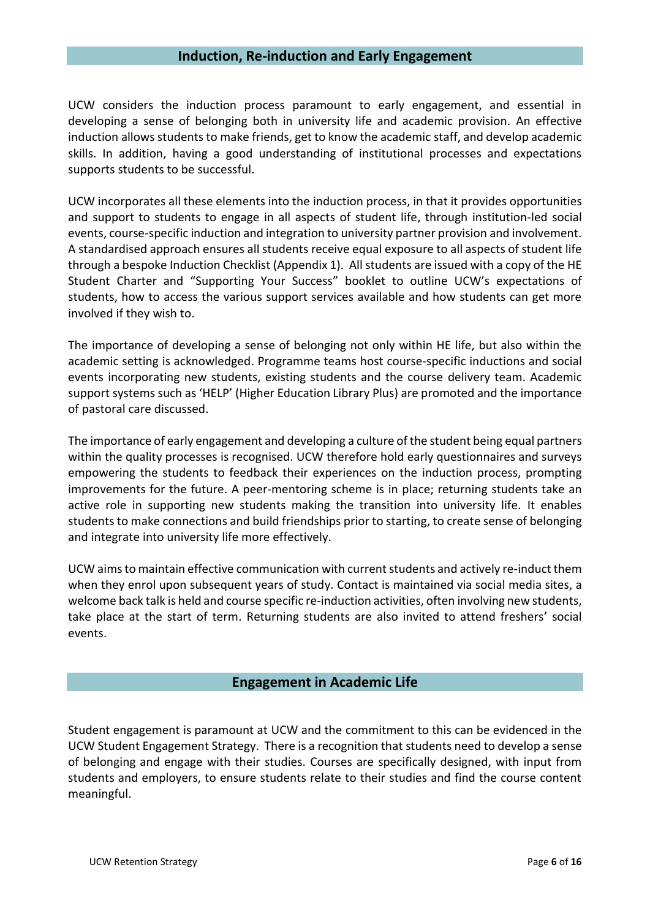## Induction, Re-induction and Early Engagement

UCW considers the induction process paramount to early engagement, and essential in developing a sense of belonging both in university life and academic provision. An effective induction allows students to make friends, get to know the academic staff, and develop academic skills. In addition, having a good understanding of institutional processes and expectations supports students to be successful.

UCW incorporates all these elements into the induction process, in that it provides opportunities and support to students to engage in all aspects of student life, through institution-led social events, course-specific induction and integration to university partner provision and involvement. A standardised approach ensures all students receive equal exposure to all aspects of student life through a bespoke Induction Checklist (Appendix 1). All students are issued with a copy of the HE Student Charter and "Supporting Your Success" booklet to outline UCW's expectations of students, how to access the various support services available and how students can get more involved if they wish to.

The importance of developing a sense of belonging not only within HE life, but also within the academic setting is acknowledged. Programme teams host course-specific inductions and social events incorporating new students, existing students and the course delivery team. Academic support systems such as 'HELP' (Higher Education Library Plus) are promoted and the importance of pastoral care discussed.

The importance of early engagement and developing a culture of the student being equal partners within the quality processes is recognised. UCW therefore hold early questionnaires and surveys empowering the students to feedback their experiences on the induction process, prompting improvements for the future. A peer-mentoring scheme is in place; returning students take an active role in supporting new students making the transition into university life. It enables students to make connections and build friendships prior to starting, to create sense of belonging and integrate into university life more effectively.

UCW aims to maintain effective communication with current students and actively re-induct them when they enrol upon subsequent years of study. Contact is maintained via social media sites, a welcome back talk is held and course specific re-induction activities, often involving new students, take place at the start of term. Returning students are also invited to attend freshers' social events.

## Engagement in Academic Life

Student engagement is paramount at UCW and the commitment to this can be evidenced in the UCW Student Engagement Strategy. There is a recognition that students need to develop a sense of belonging and engage with their studies. Courses are specifically designed, with input from students and employers, to ensure students relate to their studies and find the course content meaningful.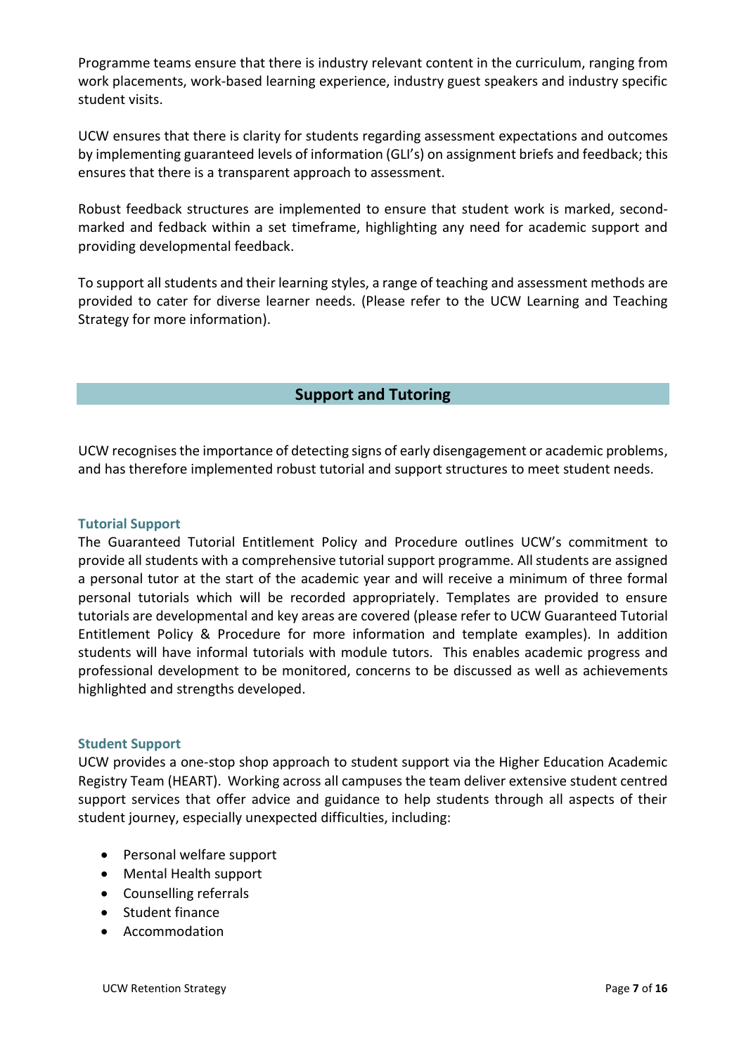Programme teams ensure that there is industry relevant content in the curriculum, ranging from work placements, work-based learning experience, industry guest speakers and industry specific student visits.

UCW ensures that there is clarity for students regarding assessment expectations and outcomes by implementing guaranteed levels of information (GLI's) on assignment briefs and feedback; this ensures that there is a transparent approach to assessment.

Robust feedback structures are implemented to ensure that student work is marked, second-marked and fedback within a set timeframe, highlighting any need for academic support and providing developmental feedback.

To support all students and their learning styles, a range of teaching and assessment methods are provided to cater for diverse learner needs. (Please refer to the UCW Learning and Teaching Strategy for more information).

## Support and Tutoring

UCW recognises the importance of detecting signs of early disengagement or academic problems, and has therefore implemented robust tutorial and support structures to meet student needs.

### Tutorial Support

The Guaranteed Tutorial Entitlement Policy and Procedure outlines UCW's commitment to provide all students with a comprehensive tutorial support programme. All students are assigned a personal tutor at the start of the academic year and will receive a minimum of three formal personal tutorials which will be recorded appropriately. Templates are provided to ensure tutorials are developmental and key areas are covered (please refer to UCW Guaranteed Tutorial Entitlement Policy & Procedure for more information and template examples). In addition students will have informal tutorials with module tutors. This enables academic progress and professional development to be monitored, concerns to be discussed as well as achievements highlighted and strengths developed.

### Student Support

UCW provides a one-stop shop approach to student support via the Higher Education Academic Registry Team (HEART). Working across all campuses the team deliver extensive student centred support services that offer advice and guidance to help students through all aspects of their student journey, especially unexpected difficulties, including:

- Personal welfare support
- Mental Health support
- Counselling referrals
- Student finance
- Accommodation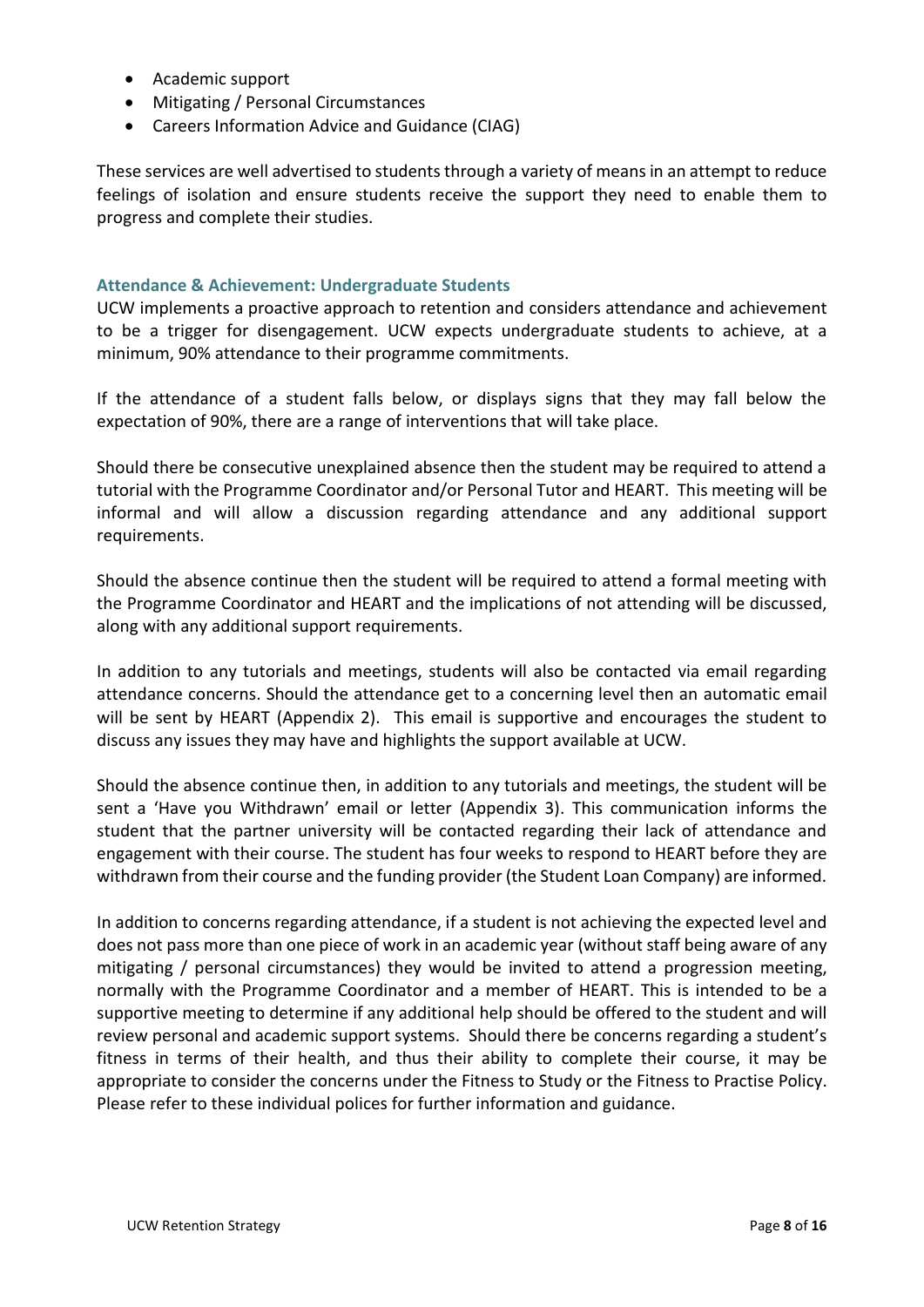- Academic support
- Mitigating / Personal Circumstances
- Careers Information Advice and Guidance (CIAG)

These services are well advertised to students through a variety of means in an attempt to reduce feelings of isolation and ensure students receive the support they need to enable them to progress and complete their studies.

### Attendance & Achievement: Undergraduate Students

UCW implements a proactive approach to retention and considers attendance and achievement to be a trigger for disengagement. UCW expects undergraduate students to achieve, at a minimum, 90% attendance to their programme commitments.

If the attendance of a student falls below, or displays signs that they may fall below the expectation of 90%, there are a range of interventions that will take place.

Should there be consecutive unexplained absence then the student may be required to attend a tutorial with the Programme Coordinator and/or Personal Tutor and HEART. This meeting will be informal and will allow a discussion regarding attendance and any additional support requirements.

Should the absence continue then the student will be required to attend a formal meeting with the Programme Coordinator and HEART and the implications of not attending will be discussed, along with any additional support requirements.

In addition to any tutorials and meetings, students will also be contacted via email regarding attendance concerns. Should the attendance get to a concerning level then an automatic email will be sent by HEART (Appendix 2). This email is supportive and encourages the student to discuss any issues they may have and highlights the support available at UCW.

Should the absence continue then, in addition to any tutorials and meetings, the student will be sent a 'Have you Withdrawn' email or letter (Appendix 3). This communication informs the student that the partner university will be contacted regarding their lack of attendance and engagement with their course. The student has four weeks to respond to HEART before they are withdrawn from their course and the funding provider (the Student Loan Company) are informed.

In addition to concerns regarding attendance, if a student is not achieving the expected level and does not pass more than one piece of work in an academic year (without staff being aware of any mitigating / personal circumstances) they would be invited to attend a progression meeting, normally with the Programme Coordinator and a member of HEART. This is intended to be a supportive meeting to determine if any additional help should be offered to the student and will review personal and academic support systems. Should there be concerns regarding a student's fitness in terms of their health, and thus their ability to complete their course, it may be appropriate to consider the concerns under the Fitness to Study or the Fitness to Practise Policy. Please refer to these individual polices for further information and guidance.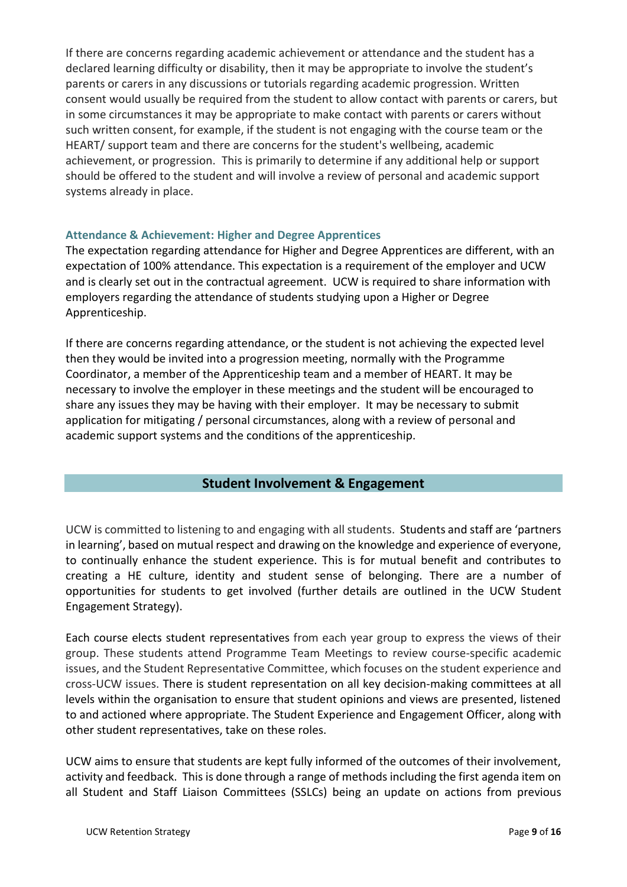If there are concerns regarding academic achievement or attendance and the student has a declared learning difficulty or disability, then it may be appropriate to involve the student's parents or carers in any discussions or tutorials regarding academic progression. Written consent would usually be required from the student to allow contact with parents or carers, but in some circumstances it may be appropriate to make contact with parents or carers without such written consent, for example, if the student is not engaging with the course team or the HEART/ support team and there are concerns for the student's wellbeing, academic achievement, or progression. This is primarily to determine if any additional help or support should be offered to the student and will involve a review of personal and academic support systems already in place.

### Attendance & Achievement: Higher and Degree Apprentices

The expectation regarding attendance for Higher and Degree Apprentices are different, with an expectation of 100% attendance. This expectation is a requirement of the employer and UCW and is clearly set out in the contractual agreement. UCW is required to share information with employers regarding the attendance of students studying upon a Higher or Degree Apprenticeship.

If there are concerns regarding attendance, or the student is not achieving the expected level then they would be invited into a progression meeting, normally with the Programme Coordinator, a member of the Apprenticeship team and a member of HEART. It may be necessary to involve the employer in these meetings and the student will be encouraged to share any issues they may be having with their employer. It may be necessary to submit application for mitigating / personal circumstances, along with a review of personal and academic support systems and the conditions of the apprenticeship.

## Student Involvement & Engagement

UCW is committed to listening to and engaging with all students. Students and staff are 'partners in learning', based on mutual respect and drawing on the knowledge and experience of everyone, to continually enhance the student experience. This is for mutual benefit and contributes to creating a HE culture, identity and student sense of belonging. There are a number of opportunities for students to get involved (further details are outlined in the UCW Student Engagement Strategy).

Each course elects student representatives from each year group to express the views of their group. These students attend Programme Team Meetings to review course-specific academic issues, and the Student Representative Committee, which focuses on the student experience and cross-UCW issues. There is student representation on all key decision-making committees at all levels within the organisation to ensure that student opinions and views are presented, listened to and actioned where appropriate. The Student Experience and Engagement Officer, along with other student representatives, take on these roles.

UCW aims to ensure that students are kept fully informed of the outcomes of their involvement, activity and feedback. This is done through a range of methods including the first agenda item on all Student and Staff Liaison Committees (SSLCs) being an update on actions from previous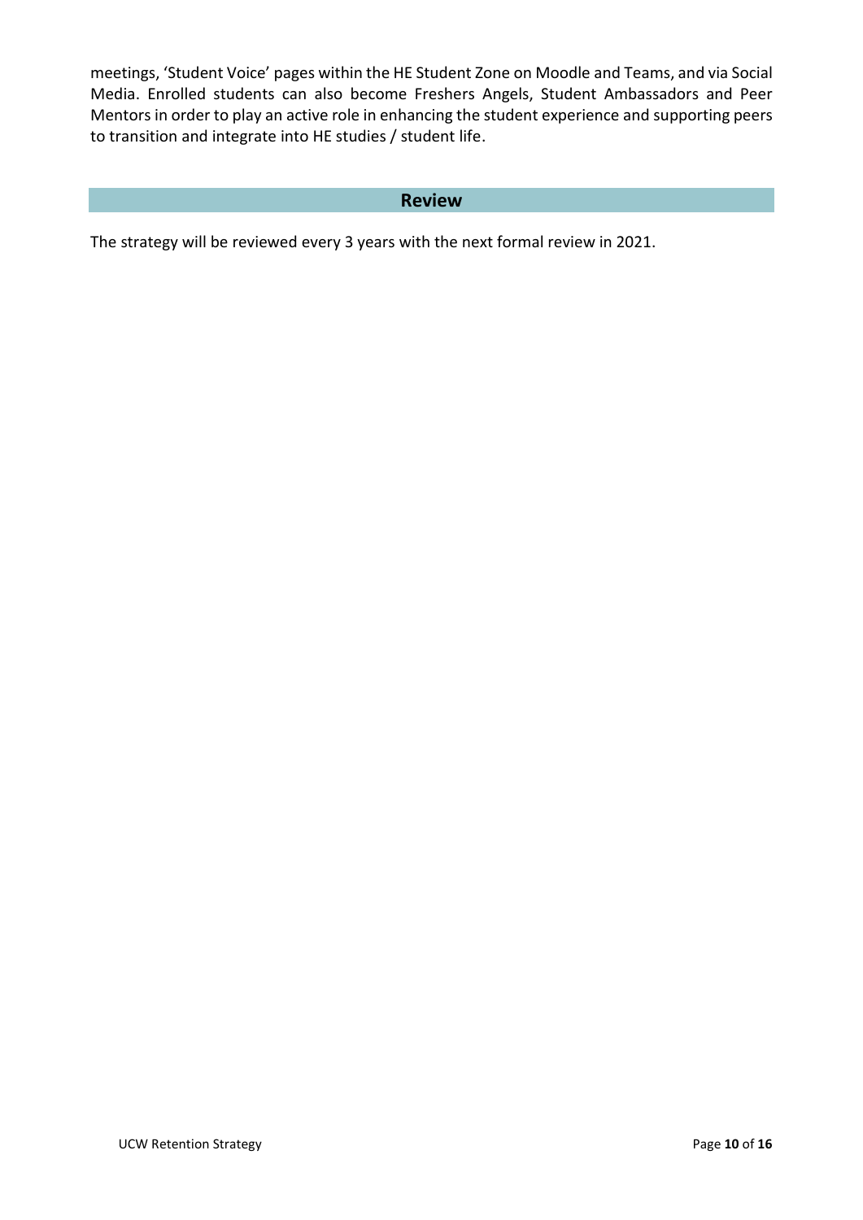meetings, 'Student Voice' pages within the HE Student Zone on Moodle and Teams, and via Social Media. Enrolled students can also become Freshers Angels, Student Ambassadors and Peer Mentors in order to play an active role in enhancing the student experience and supporting peers to transition and integrate into HE studies / student life.

## Review

The strategy will be reviewed every 3 years with the next formal review in 2021.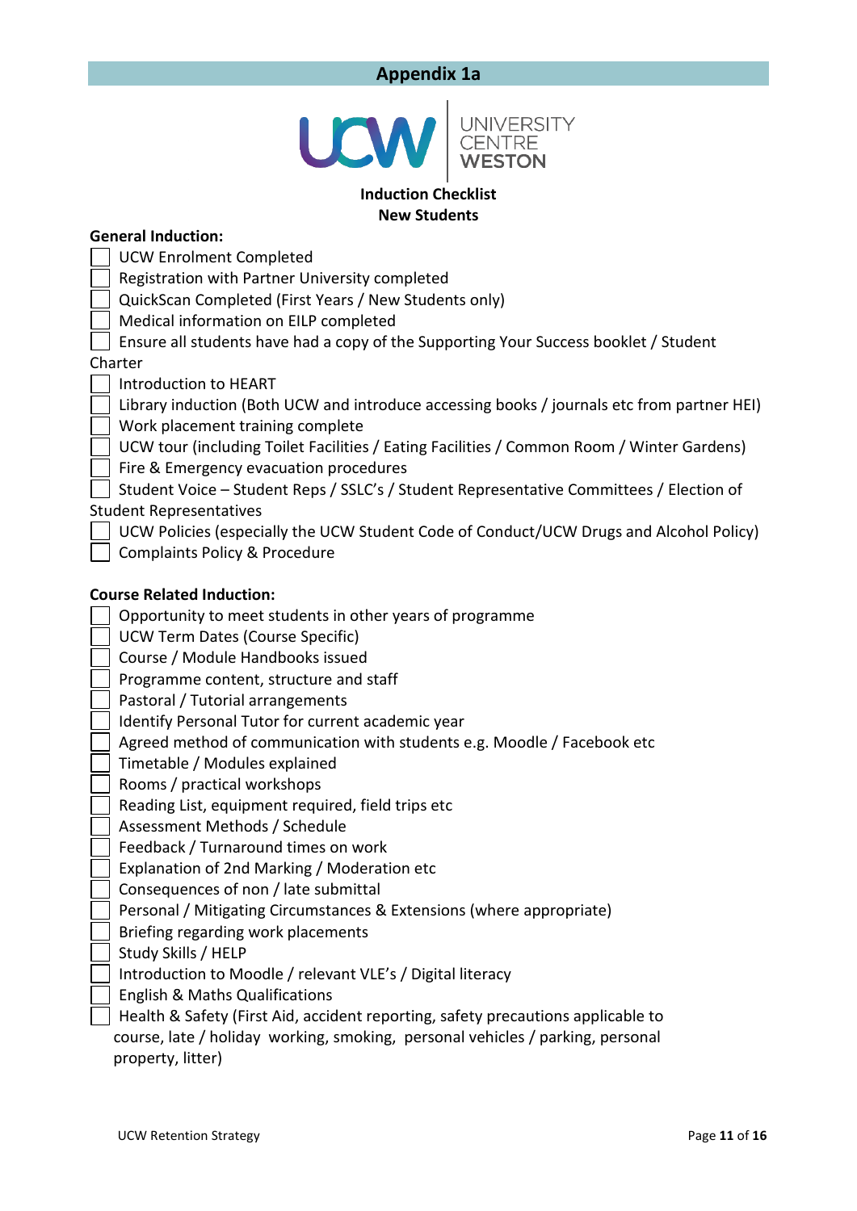## Appendix 1a

**UCW UNIVERSITY CENTRE WESTON**

**Induction Checklist**
**New Students**

**General Induction:**

- [ ] UCW Enrolment Completed
- [ ] Registration with Partner University completed
- [ ] QuickScan Completed (First Years / New Students only)
- [ ] Medical information on EILP completed
- [ ] Ensure all students have had a copy of the Supporting Your Success booklet / Student Charter
- [ ] Introduction to HEART
- [ ] Library induction (Both UCW and introduce accessing books / journals etc from partner HEI)
- [ ] Work placement training complete
- [ ] UCW tour (including Toilet Facilities / Eating Facilities / Common Room / Winter Gardens)
- [ ] Fire & Emergency evacuation procedures
- [ ] Student Voice – Student Reps / SSLC's / Student Representative Committees / Election of Student Representatives
- [ ] UCW Policies (especially the UCW Student Code of Conduct/UCW Drugs and Alcohol Policy)
- [ ] Complaints Policy & Procedure

**Course Related Induction:**

- [ ] Opportunity to meet students in other years of programme
- [ ] UCW Term Dates (Course Specific)
- [ ] Course / Module Handbooks issued
- [ ] Programme content, structure and staff
- [ ] Pastoral / Tutorial arrangements
- [ ] Identify Personal Tutor for current academic year
- [ ] Agreed method of communication with students e.g. Moodle / Facebook etc
- [ ] Timetable / Modules explained
- [ ] Rooms / practical workshops
- [ ] Reading List, equipment required, field trips etc
- [ ] Assessment Methods / Schedule
- [ ] Feedback / Turnaround times on work
- [ ] Explanation of 2nd Marking / Moderation etc
- [ ] Consequences of non / late submittal
- [ ] Personal / Mitigating Circumstances & Extensions (where appropriate)
- [ ] Briefing regarding work placements
- [ ] Study Skills / HELP
- [ ] Introduction to Moodle / relevant VLE's / Digital literacy
- [ ] English & Maths Qualifications
- [ ] Health & Safety (First Aid, accident reporting, safety precautions applicable to course, late / holiday working, smoking, personal vehicles / parking, personal property, litter)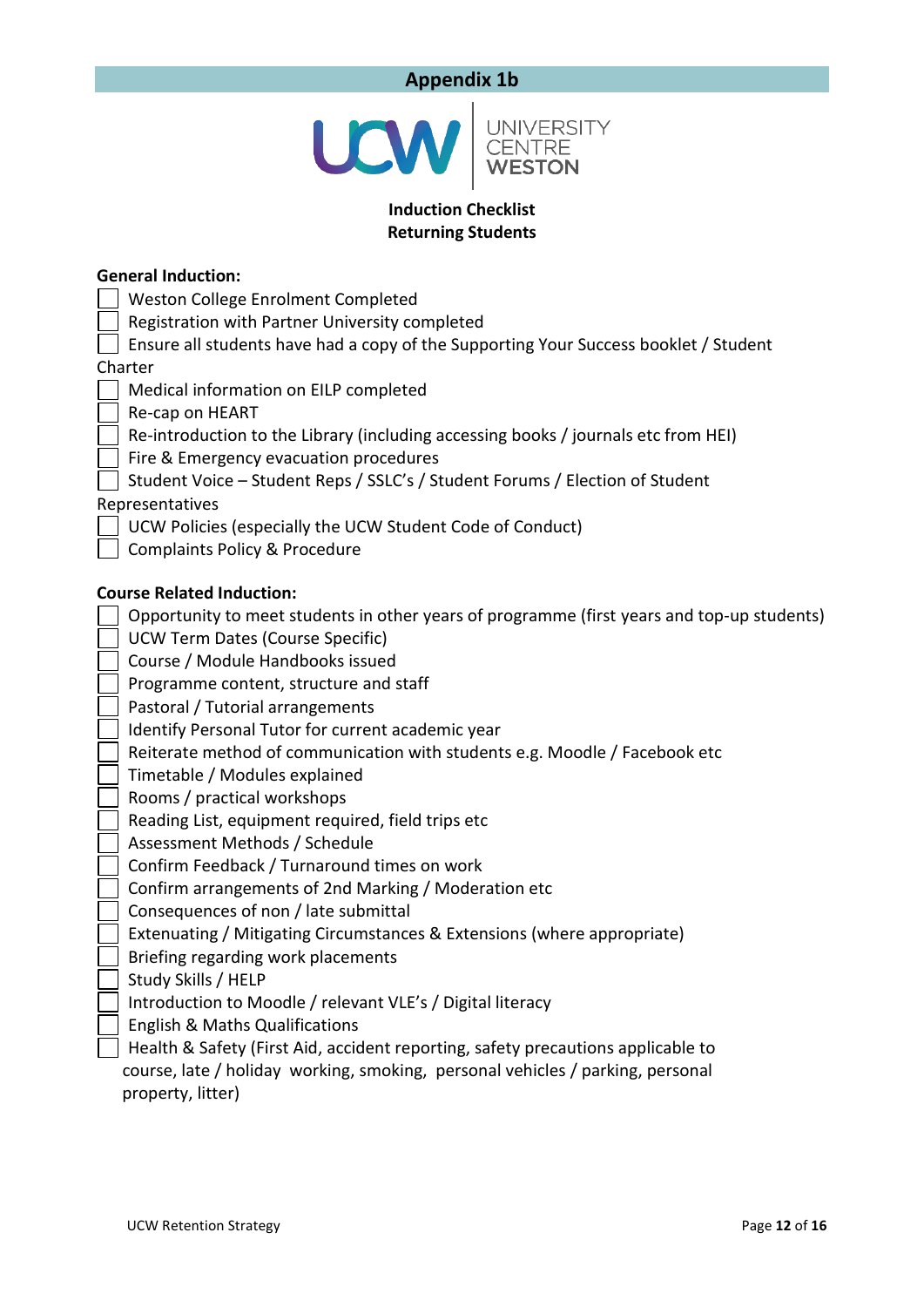## Appendix 1b

UCW | UNIVERSITY CENTRE WESTON

**Induction Checklist**
**Returning Students**

**General Induction:**

- [ ] Weston College Enrolment Completed
- [ ] Registration with Partner University completed
- [ ] Ensure all students have had a copy of the Supporting Your Success booklet / Student Charter
- [ ] Medical information on EILP completed
- [ ] Re-cap on HEART
- [ ] Re-introduction to the Library (including accessing books / journals etc from HEI)
- [ ] Fire & Emergency evacuation procedures
- [ ] Student Voice – Student Reps / SSLC's / Student Forums / Election of Student Representatives
- [ ] UCW Policies (especially the UCW Student Code of Conduct)
- [ ] Complaints Policy & Procedure

**Course Related Induction:**

- [ ] Opportunity to meet students in other years of programme (first years and top-up students)
- [ ] UCW Term Dates (Course Specific)
- [ ] Course / Module Handbooks issued
- [ ] Programme content, structure and staff
- [ ] Pastoral / Tutorial arrangements
- [ ] Identify Personal Tutor for current academic year
- [ ] Reiterate method of communication with students e.g. Moodle / Facebook etc
- [ ] Timetable / Modules explained
- [ ] Rooms / practical workshops
- [ ] Reading List, equipment required, field trips etc
- [ ] Assessment Methods / Schedule
- [ ] Confirm Feedback / Turnaround times on work
- [ ] Confirm arrangements of 2nd Marking / Moderation etc
- [ ] Consequences of non / late submittal
- [ ] Extenuating / Mitigating Circumstances & Extensions (where appropriate)
- [ ] Briefing regarding work placements
- [ ] Study Skills / HELP
- [ ] Introduction to Moodle / relevant VLE's / Digital literacy
- [ ] English & Maths Qualifications
- [ ] Health & Safety (First Aid, accident reporting, safety precautions applicable to course, late / holiday working, smoking, personal vehicles / parking, personal property, litter)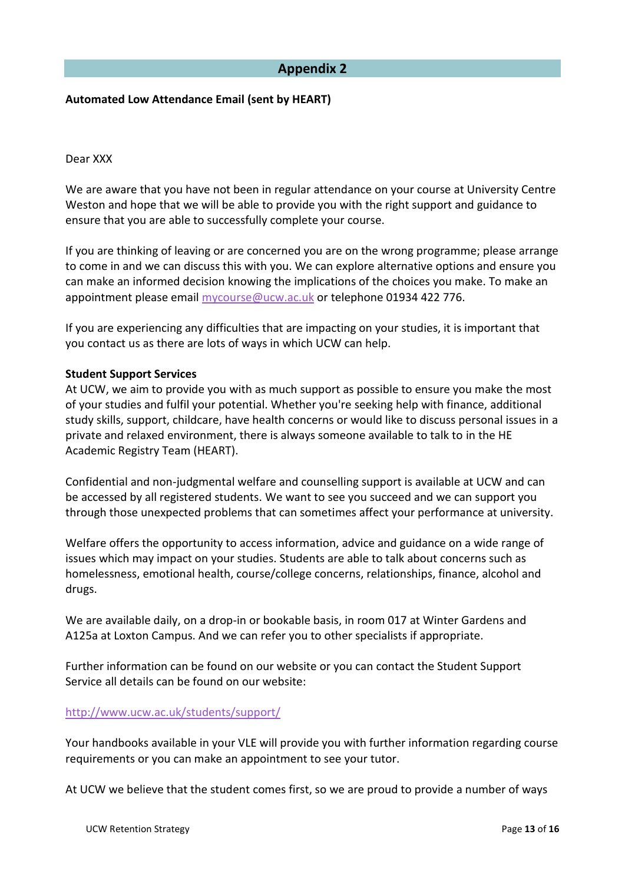## Appendix 2

**Automated Low Attendance Email (sent by HEART)**

Dear XXX

We are aware that you have not been in regular attendance on your course at University Centre Weston and hope that we will be able to provide you with the right support and guidance to ensure that you are able to successfully complete your course.

If you are thinking of leaving or are concerned you are on the wrong programme; please arrange to come in and we can discuss this with you. We can explore alternative options and ensure you can make an informed decision knowing the implications of the choices you make. To make an appointment please email [mycourse@ucw.ac.uk](mailto:mycourse@ucw.ac.uk) or telephone 01934 422 776.

If you are experiencing any difficulties that are impacting on your studies, it is important that you contact us as there are lots of ways in which UCW can help.

**Student Support Services**

At UCW, we aim to provide you with as much support as possible to ensure you make the most of your studies and fulfil your potential. Whether you're seeking help with finance, additional study skills, support, childcare, have health concerns or would like to discuss personal issues in a private and relaxed environment, there is always someone available to talk to in the HE Academic Registry Team (HEART).

Confidential and non-judgmental welfare and counselling support is available at UCW and can be accessed by all registered students. We want to see you succeed and we can support you through those unexpected problems that can sometimes affect your performance at university.

Welfare offers the opportunity to access information, advice and guidance on a wide range of issues which may impact on your studies. Students are able to talk about concerns such as homelessness, emotional health, course/college concerns, relationships, finance, alcohol and drugs.

We are available daily, on a drop-in or bookable basis, in room 017 at Winter Gardens and A125a at Loxton Campus. And we can refer you to other specialists if appropriate.

Further information can be found on our website or you can contact the Student Support Service all details can be found on our website:

[http://www.ucw.ac.uk/students/support/](http://www.ucw.ac.uk/students/support/)

Your handbooks available in your VLE will provide you with further information regarding course requirements or you can make an appointment to see your tutor.

At UCW we believe that the student comes first, so we are proud to provide a number of ways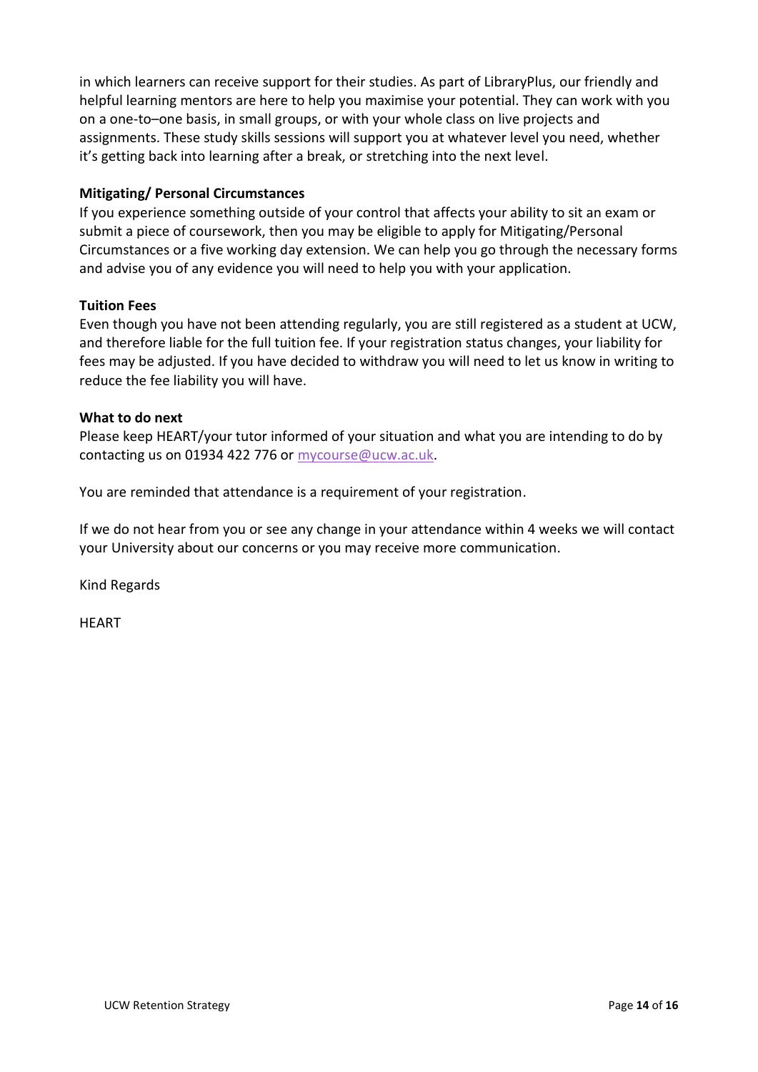in which learners can receive support for their studies. As part of LibraryPlus, our friendly and helpful learning mentors are here to help you maximise your potential. They can work with you on a one-to–one basis, in small groups, or with your whole class on live projects and assignments. These study skills sessions will support you at whatever level you need, whether it's getting back into learning after a break, or stretching into the next level.

**Mitigating/ Personal Circumstances**

If you experience something outside of your control that affects your ability to sit an exam or submit a piece of coursework, then you may be eligible to apply for Mitigating/Personal Circumstances or a five working day extension. We can help you go through the necessary forms and advise you of any evidence you will need to help you with your application.

**Tuition Fees**

Even though you have not been attending regularly, you are still registered as a student at UCW, and therefore liable for the full tuition fee. If your registration status changes, your liability for fees may be adjusted. If you have decided to withdraw you will need to let us know in writing to reduce the fee liability you will have.

**What to do next**

Please keep HEART/your tutor informed of your situation and what you are intending to do by contacting us on 01934 422 776 or mycourse@ucw.ac.uk.

You are reminded that attendance is a requirement of your registration.

If we do not hear from you or see any change in your attendance within 4 weeks we will contact your University about our concerns or you may receive more communication.

Kind Regards

HEART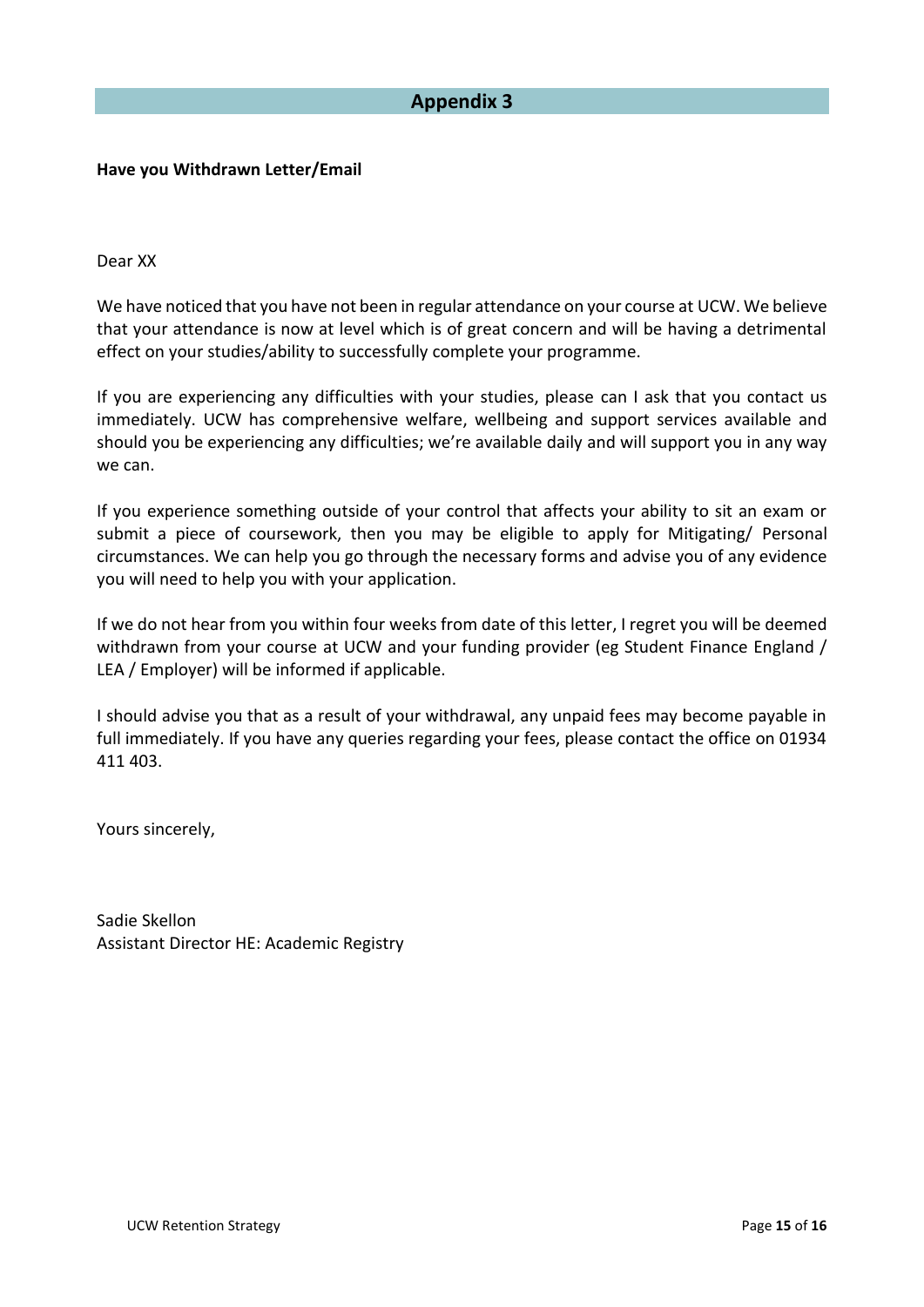## Appendix 3

**Have you Withdrawn Letter/Email**

Dear XX

We have noticed that you have not been in regular attendance on your course at UCW. We believe that your attendance is now at level which is of great concern and will be having a detrimental effect on your studies/ability to successfully complete your programme.

If you are experiencing any difficulties with your studies, please can I ask that you contact us immediately. UCW has comprehensive welfare, wellbeing and support services available and should you be experiencing any difficulties; we're available daily and will support you in any way we can.

If you experience something outside of your control that affects your ability to sit an exam or submit a piece of coursework, then you may be eligible to apply for Mitigating/ Personal circumstances. We can help you go through the necessary forms and advise you of any evidence you will need to help you with your application.

If we do not hear from you within four weeks from date of this letter, I regret you will be deemed withdrawn from your course at UCW and your funding provider (eg Student Finance England / LEA / Employer) will be informed if applicable.

I should advise you that as a result of your withdrawal, any unpaid fees may become payable in full immediately. If you have any queries regarding your fees, please contact the office on 01934 411 403.

Yours sincerely,

Sadie Skellon
Assistant Director HE: Academic Registry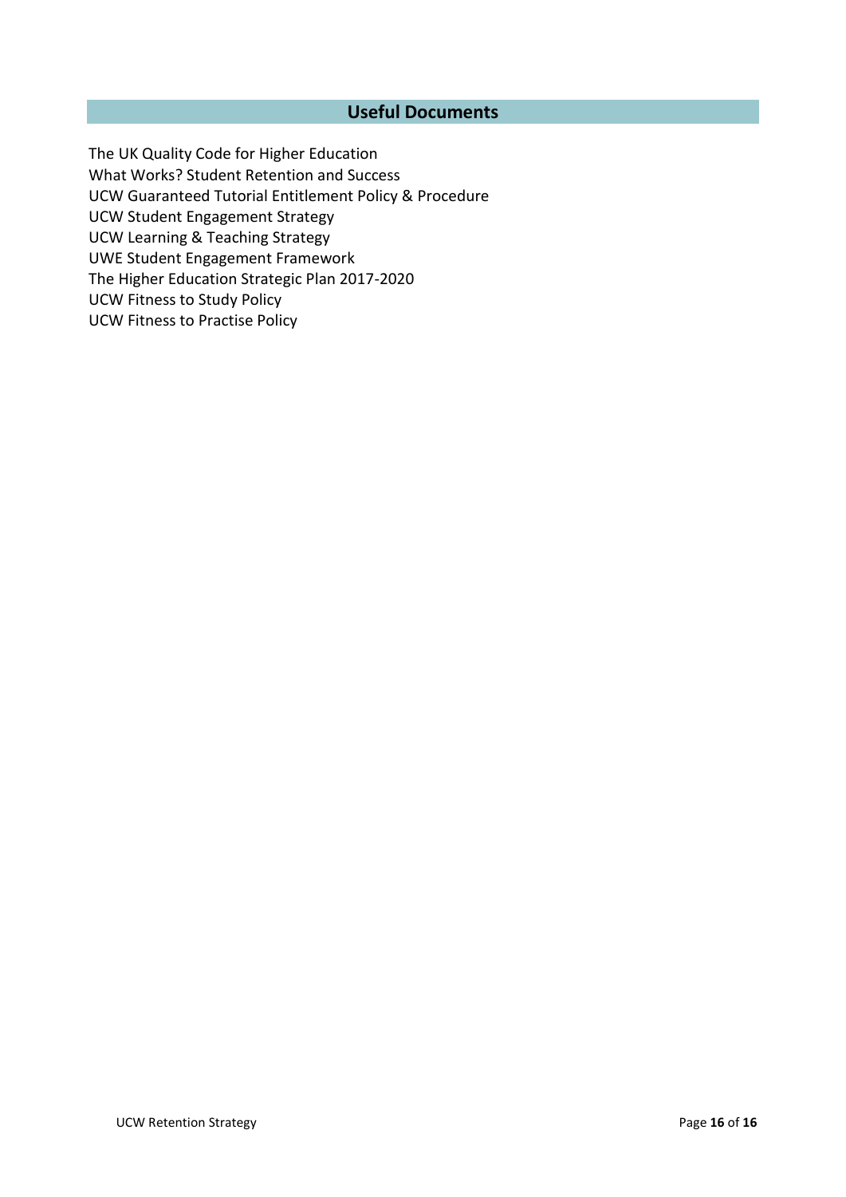## Useful Documents

The UK Quality Code for Higher Education
What Works? Student Retention and Success
UCW Guaranteed Tutorial Entitlement Policy & Procedure
UCW Student Engagement Strategy
UCW Learning & Teaching Strategy
UWE Student Engagement Framework
The Higher Education Strategic Plan 2017-2020
UCW Fitness to Study Policy
UCW Fitness to Practise Policy